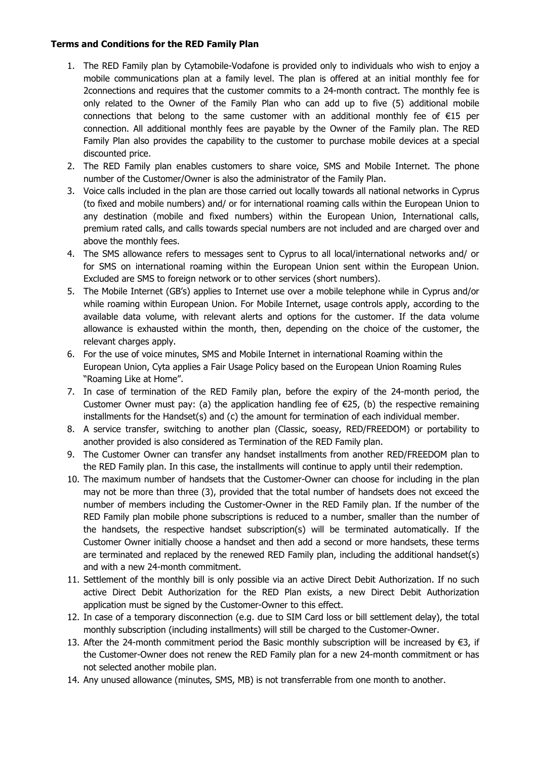**Terms and Conditions for the RED Family Plan**

1. The RED Family plan by Cytamobile-Vodafone is provided only to individuals who wish to enjoy a mobile communications plan at a family level. The plan is offered at an initial monthly fee for 2connections and requires that the customer commits to a 24-month contract. The monthly fee is only related to the Owner of the Family Plan who can add up to five (5) additional mobile connections that belong to the same customer with an additional monthly fee of €15 per connection. All additional monthly fees are payable by the Owner of the Family plan. The RED Family Plan also provides the capability to the customer to purchase mobile devices at a special discounted price.
2. The RED Family plan enables customers to share voice, SMS and Mobile Internet. The phone number of the Customer/Owner is also the administrator of the Family Plan.
3. Voice calls included in the plan are those carried out locally towards all national networks in Cyprus (to fixed and mobile numbers) and/ or for international roaming calls within the European Union to any destination (mobile and fixed numbers) within the European Union, International calls, premium rated calls, and calls towards special numbers are not included and are charged over and above the monthly fees.
4. The SMS allowance refers to messages sent to Cyprus to all local/international networks and/ or for SMS on international roaming within the European Union sent within the European Union. Excluded are SMS to foreign network or to other services (short numbers).
5. The Mobile Internet (GB's) applies to Internet use over a mobile telephone while in Cyprus and/or while roaming within European Union. For Mobile Internet, usage controls apply, according to the available data volume, with relevant alerts and options for the customer. If the data volume allowance is exhausted within the month, then, depending on the choice of the customer, the relevant charges apply.
6. For the use of voice minutes, SMS and Mobile Internet in international Roaming within the European Union, Cyta applies a Fair Usage Policy based on the European Union Roaming Rules "Roaming Like at Home".
7. In case of termination of the RED Family plan, before the expiry of the 24-month period, the Customer Owner must pay: (a) the application handling fee of €25, (b) the respective remaining installments for the Handset(s) and (c) the amount for termination of each individual member.
8. A service transfer, switching to another plan (Classic, soeasy, RED/FREEDOM) or portability to another provided is also considered as Termination of the RED Family plan.
9. The Customer Owner can transfer any handset installments from another RED/FREEDOM plan to the RED Family plan. In this case, the installments will continue to apply until their redemption.
10. The maximum number of handsets that the Customer-Owner can choose for including in the plan may not be more than three (3), provided that the total number of handsets does not exceed the number of members including the Customer-Owner in the RED Family plan. If the number of the RED Family plan mobile phone subscriptions is reduced to a number, smaller than the number of the handsets, the respective handset subscription(s) will be terminated automatically. If the Customer Owner initially choose a handset and then add a second or more handsets, these terms are terminated and replaced by the renewed RED Family plan, including the additional handset(s) and with a new 24-month commitment.
11. Settlement of the monthly bill is only possible via an active Direct Debit Authorization. If no such active Direct Debit Authorization for the RED Plan exists, a new Direct Debit Authorization application must be signed by the Customer-Owner to this effect.
12. In case of a temporary disconnection (e.g. due to SIM Card loss or bill settlement delay), the total monthly subscription (including installments) will still be charged to the Customer-Owner.
13. After the 24-month commitment period the Basic monthly subscription will be increased by €3, if the Customer-Owner does not renew the RED Family plan for a new 24-month commitment or has not selected another mobile plan.
14. Any unused allowance (minutes, SMS, MB) is not transferrable from one month to another.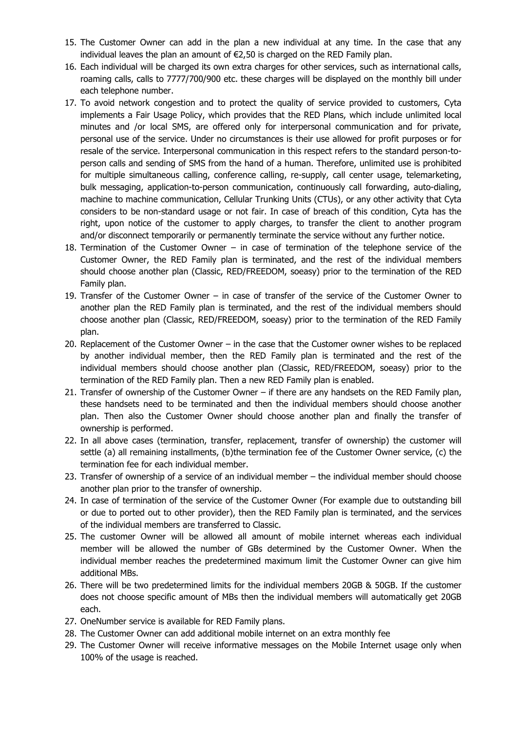15. The Customer Owner can add in the plan a new individual at any time. In the case that any individual leaves the plan an amount of €2,50 is charged on the RED Family plan.
16. Each individual will be charged its own extra charges for other services, such as international calls, roaming calls, calls to 7777/700/900 etc. these charges will be displayed on the monthly bill under each telephone number.
17. To avoid network congestion and to protect the quality of service provided to customers, Cyta implements a Fair Usage Policy, which provides that the RED Plans, which include unlimited local minutes and /or local SMS, are offered only for interpersonal communication and for private, personal use of the service. Under no circumstances is their use allowed for profit purposes or for resale of the service. Interpersonal communication in this respect refers to the standard person-to-person calls and sending of SMS from the hand of a human. Therefore, unlimited use is prohibited for multiple simultaneous calling, conference calling, re-supply, call center usage, telemarketing, bulk messaging, application-to-person communication, continuously call forwarding, auto-dialing, machine to machine communication, Cellular Trunking Units (CTUs), or any other activity that Cyta considers to be non-standard usage or not fair. In case of breach of this condition, Cyta has the right, upon notice of the customer to apply charges, to transfer the client to another program and/or disconnect temporarily or permanently terminate the service without any further notice.
18. Termination of the Customer Owner – in case of termination of the telephone service of the Customer Owner, the RED Family plan is terminated, and the rest of the individual members should choose another plan (Classic, RED/FREEDOM, soeasy) prior to the termination of the RED Family plan.
19. Transfer of the Customer Owner – in case of transfer of the service of the Customer Owner to another plan the RED Family plan is terminated, and the rest of the individual members should choose another plan (Classic, RED/FREEDOM, soeasy) prior to the termination of the RED Family plan.
20. Replacement of the Customer Owner – in the case that the Customer owner wishes to be replaced by another individual member, then the RED Family plan is terminated and the rest of the individual members should choose another plan (Classic, RED/FREEDOM, soeasy) prior to the termination of the RED Family plan. Then a new RED Family plan is enabled.
21. Transfer of ownership of the Customer Owner – if there are any handsets on the RED Family plan, these handsets need to be terminated and then the individual members should choose another plan. Then also the Customer Owner should choose another plan and finally the transfer of ownership is performed.
22. In all above cases (termination, transfer, replacement, transfer of ownership) the customer will settle (a) all remaining installments, (b)the termination fee of the Customer Owner service, (c) the termination fee for each individual member.
23. Transfer of ownership of a service of an individual member – the individual member should choose another plan prior to the transfer of ownership.
24. In case of termination of the service of the Customer Owner (For example due to outstanding bill or due to ported out to other provider), then the RED Family plan is terminated, and the services of the individual members are transferred to Classic.
25. The customer Owner will be allowed all amount of mobile internet whereas each individual member will be allowed the number of GBs determined by the Customer Owner. When the individual member reaches the predetermined maximum limit the Customer Owner can give him additional MBs.
26. There will be two predetermined limits for the individual members 20GB & 50GB. If the customer does not choose specific amount of MBs then the individual members will automatically get 20GB each.
27. OneNumber service is available for RED Family plans.
28. The Customer Owner can add additional mobile internet on an extra monthly fee
29. The Customer Owner will receive informative messages on the Mobile Internet usage only when 100% of the usage is reached.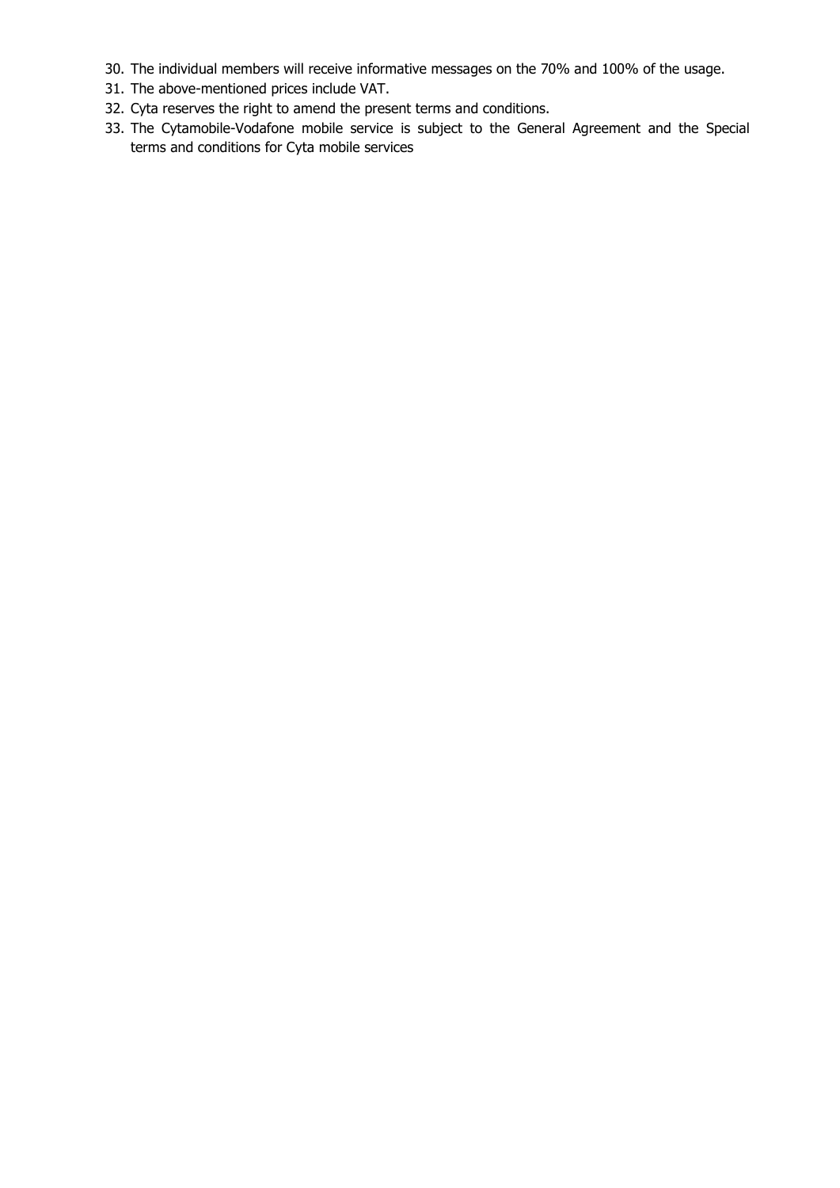30. The individual members will receive informative messages on the 70% and 100% of the usage.
31. The above-mentioned prices include VAT.
32. Cyta reserves the right to amend the present terms and conditions.
33. The Cytamobile-Vodafone mobile service is subject to the General Agreement and the Special terms and conditions for Cyta mobile services